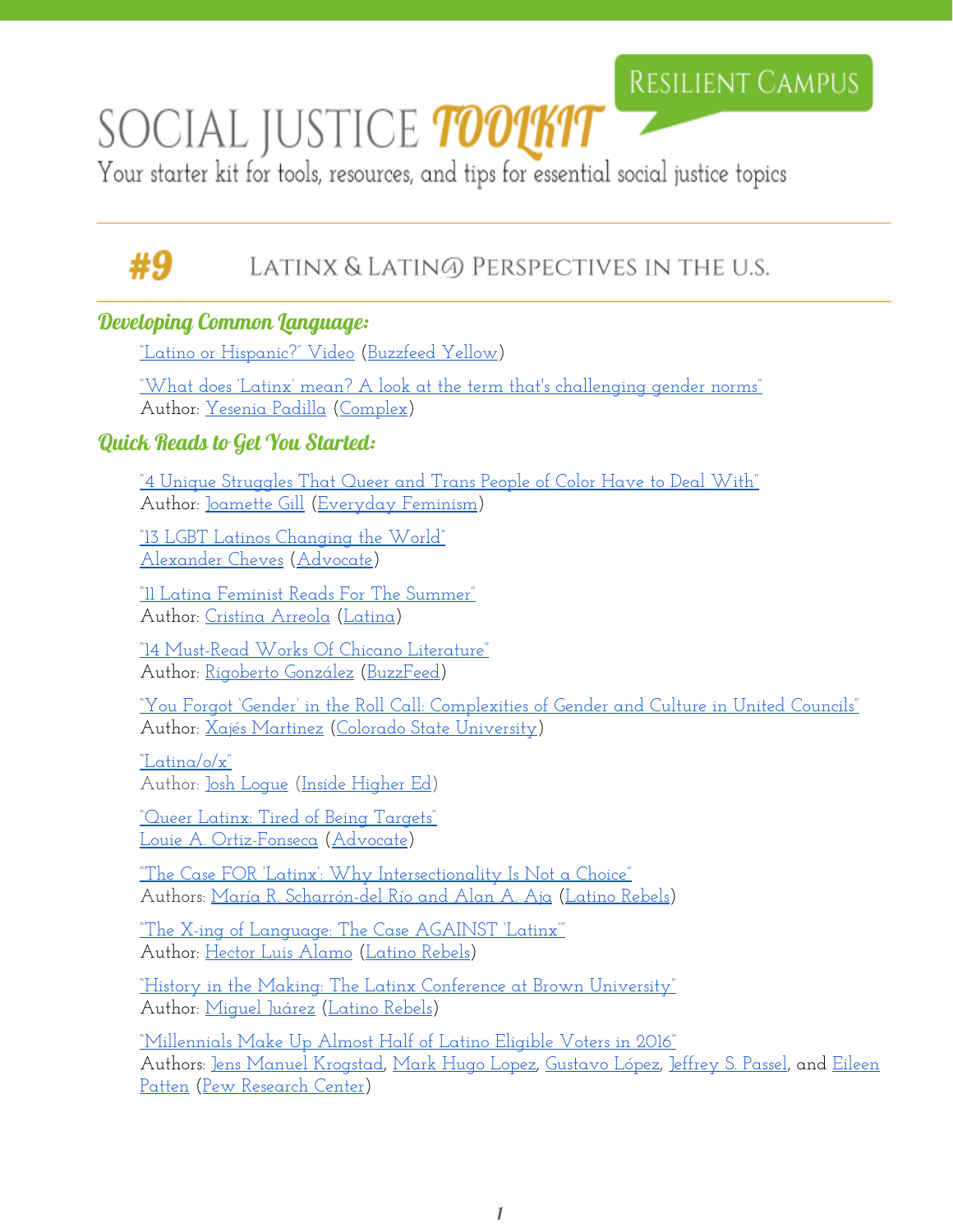RESILIENT CAMPUS

# SOCIAL JUSTICE TOOLKIT

Your starter kit for tools, resources, and tips for essential social justice topics

## #9 LATINX & LATIN@ PERSPECTIVES IN THE U.S.

### Developing Common Language:

"Latino or Hispanic?" Video (Buzzfeed Yellow)

"What does 'Latinx' mean? A look at the term that's challenging gender norms"
Author: Yesenia Padilla (Complex)

### Quick Reads to Get You Started:

"4 Unique Struggles That Queer and Trans People of Color Have to Deal With"
Author: Joamette Gill (Everyday Feminism)

"13 LGBT Latinos Changing the World"
Alexander Cheves (Advocate)

"11 Latina Feminist Reads For The Summer"
Author: Cristina Arreola (Latina)

"14 Must-Read Works Of Chicano Literature"
Author: Rigoberto González (BuzzFeed)

"You Forgot 'Gender' in the Roll Call: Complexities of Gender and Culture in United Councils"
Author: Xajés Martinez (Colorado State University)

"Latina/o/x"
Author: Josh Logue (Inside Higher Ed)

"Queer Latinx: Tired of Being Targets"
Louie A. Ortiz-Fonseca (Advocate)

"The Case FOR 'Latinx': Why Intersectionality Is Not a Choice"
Authors: María R. Scharrón-del Río and Alan A. Aja (Latino Rebels)

"The X-ing of Language: The Case AGAINST 'Latinx'"
Author: Hector Luis Alamo (Latino Rebels)

"History in the Making: The Latinx Conference at Brown University"
Author: Miguel Juárez (Latino Rebels)

"Millennials Make Up Almost Half of Latino Eligible Voters in 2016"
Authors: Jens Manuel Krogstad, Mark Hugo Lopez, Gustavo López, Jeffrey S. Passel, and Eileen Patten (Pew Research Center)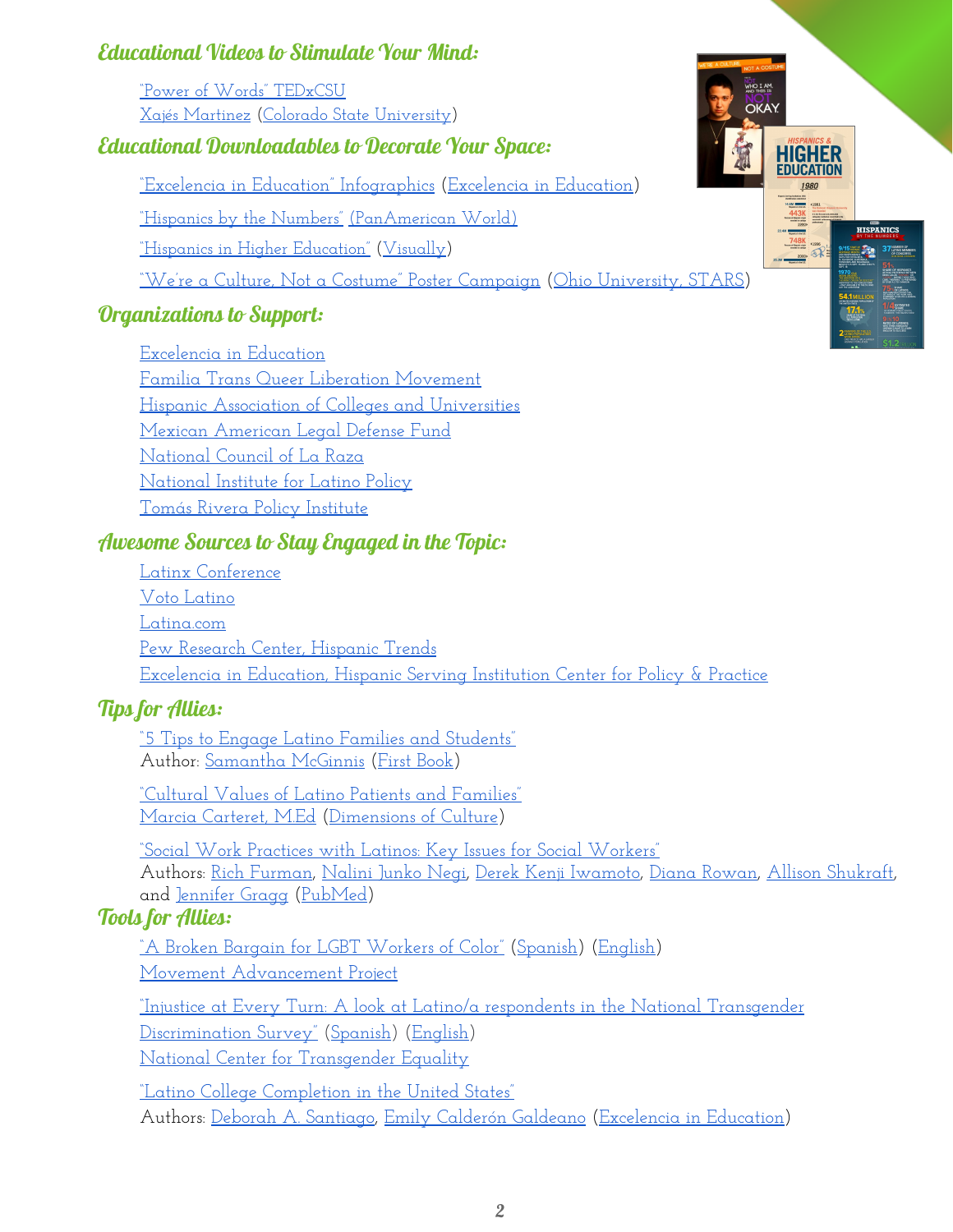## Educational Videos to Stimulate Your Mind:

"Power of Words" TEDxCSU
Xajés Martinez (Colorado State University)

## Educational Downloadables to Decorate Your Space:

"Excelencia in Education" Infographics (Excelencia in Education)

"Hispanics by the Numbers" (PanAmerican World)

"Hispanics in Higher Education" (Visually)

"We're a Culture, Not a Costume" Poster Campaign (Ohio University, STARS)

## Organizations to Support:

Excelencia in Education
Familia Trans Queer Liberation Movement
Hispanic Association of Colleges and Universities
Mexican American Legal Defense Fund
National Council of La Raza
National Institute for Latino Policy
Tomás Rivera Policy Institute

## Awesome Sources to Stay Engaged in the Topic:

Latinx Conference
Voto Latino
Latina.com
Pew Research Center, Hispanic Trends
Excelencia in Education, Hispanic Serving Institution Center for Policy & Practice

## Tips for Allies:

"5 Tips to Engage Latino Families and Students"
Author: Samantha McGinnis (First Book)

"Cultural Values of Latino Patients and Families"
Marcia Carteret, M.Ed (Dimensions of Culture)

"Social Work Practices with Latinos: Key Issues for Social Workers"
Authors: Rich Furman, Nalini Junko Negi, Derek Kenji Iwamoto, Diana Rowan, Allison Shukraft, and Jennifer Gragg (PubMed)

## Tools for Allies:

"A Broken Bargain for LGBT Workers of Color" (Spanish) (English)
Movement Advancement Project

"Injustice at Every Turn: A look at Latino/a respondents in the National Transgender Discrimination Survey" (Spanish) (English)
National Center for Transgender Equality

"Latino College Completion in the United States"
Authors: Deborah A. Santiago, Emily Calderón Galdeano (Excelencia in Education)